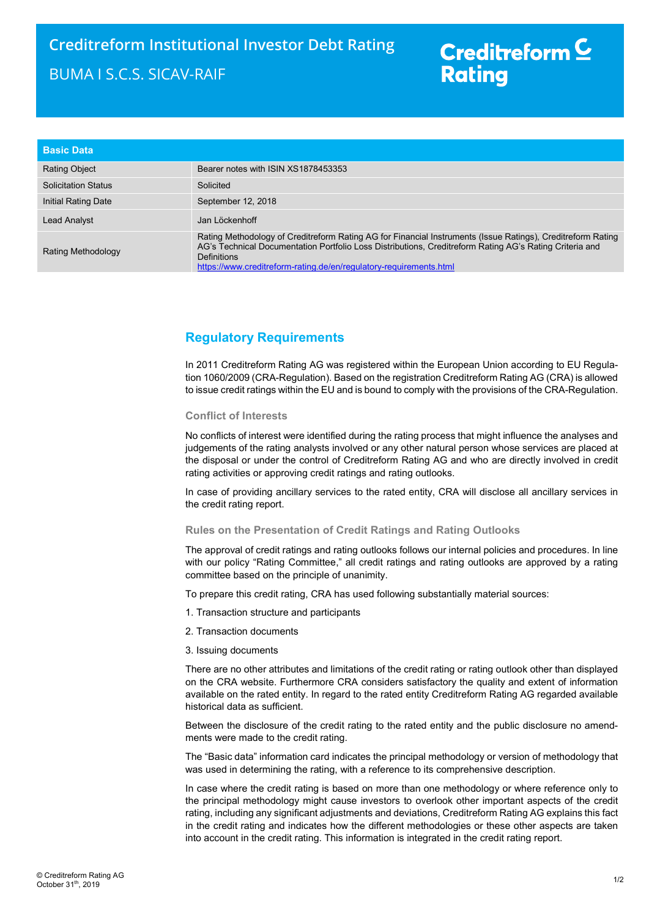# Creditreform Institutional Investor Debt Rating

BUMA I S.C.S. SICAV-RAIF

Creditreform Rating

| Basic Data | |
|---|---|
| Rating Object | Bearer notes with ISIN XS1878453353 |
| Solicitation Status | Solicited |
| Initial Rating Date | September 12, 2018 |
| Lead Analyst | Jan Löckenhoff |
| Rating Methodology | Rating Methodology of Creditreform Rating AG for Financial Instruments (Issue Ratings), Creditreform Rating AG's Technical Documentation Portfolio Loss Distributions, Creditreform Rating AG's Rating Criteria and Definitions https://www.creditreform-rating.de/en/regulatory-requirements.html |

## Regulatory Requirements

In 2011 Creditreform Rating AG was registered within the European Union according to EU Regulation 1060/2009 (CRA-Regulation). Based on the registration Creditreform Rating AG (CRA) is allowed to issue credit ratings within the EU and is bound to comply with the provisions of the CRA-Regulation.

### Conflict of Interests

No conflicts of interest were identified during the rating process that might influence the analyses and judgements of the rating analysts involved or any other natural person whose services are placed at the disposal or under the control of Creditreform Rating AG and who are directly involved in credit rating activities or approving credit ratings and rating outlooks.

In case of providing ancillary services to the rated entity, CRA will disclose all ancillary services in the credit rating report.

### Rules on the Presentation of Credit Ratings and Rating Outlooks

The approval of credit ratings and rating outlooks follows our internal policies and procedures. In line with our policy "Rating Committee," all credit ratings and rating outlooks are approved by a rating committee based on the principle of unanimity.

To prepare this credit rating, CRA has used following substantially material sources:

1. Transaction structure and participants
2. Transaction documents
3. Issuing documents

There are no other attributes and limitations of the credit rating or rating outlook other than displayed on the CRA website. Furthermore CRA considers satisfactory the quality and extent of information available on the rated entity. In regard to the rated entity Creditreform Rating AG regarded available historical data as sufficient.

Between the disclosure of the credit rating to the rated entity and the public disclosure no amendments were made to the credit rating.

The "Basic data" information card indicates the principal methodology or version of methodology that was used in determining the rating, with a reference to its comprehensive description.

In case where the credit rating is based on more than one methodology or where reference only to the principal methodology might cause investors to overlook other important aspects of the credit rating, including any significant adjustments and deviations, Creditreform Rating AG explains this fact in the credit rating and indicates how the different methodologies or these other aspects are taken into account in the credit rating. This information is integrated in the credit rating report.

© Creditreform Rating AG
October 31th, 2019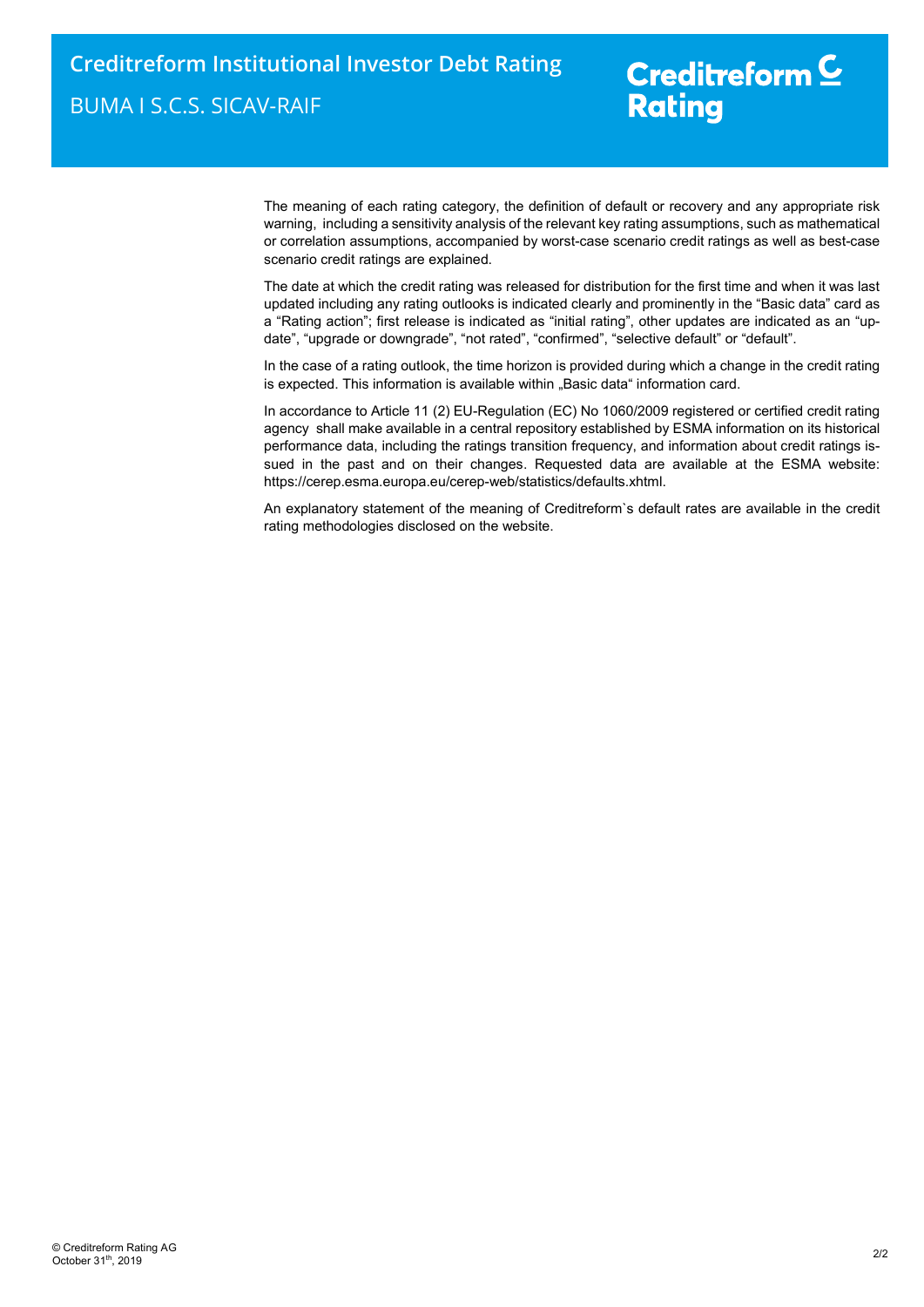The meaning of each rating category, the definition of default or recovery and any appropriate risk warning, including a sensitivity analysis of the relevant key rating assumptions, such as mathematical or correlation assumptions, accompanied by worst-case scenario credit ratings as well as best-case scenario credit ratings are explained.

The date at which the credit rating was released for distribution for the first time and when it was last updated including any rating outlooks is indicated clearly and prominently in the "Basic data" card as a "Rating action"; first release is indicated as "initial rating", other updates are indicated as an "update", "upgrade or downgrade", "not rated", "confirmed", "selective default" or "default".

In the case of a rating outlook, the time horizon is provided during which a change in the credit rating is expected. This information is available within „Basic data" information card.

In accordance to Article 11 (2) EU-Regulation (EC) No 1060/2009 registered or certified credit rating agency shall make available in a central repository established by ESMA information on its historical performance data, including the ratings transition frequency, and information about credit ratings issued in the past and on their changes. Requested data are available at the ESMA website: https://cerep.esma.europa.eu/cerep-web/statistics/defaults.xhtml.

An explanatory statement of the meaning of Creditreform`s default rates are available in the credit rating methodologies disclosed on the website.